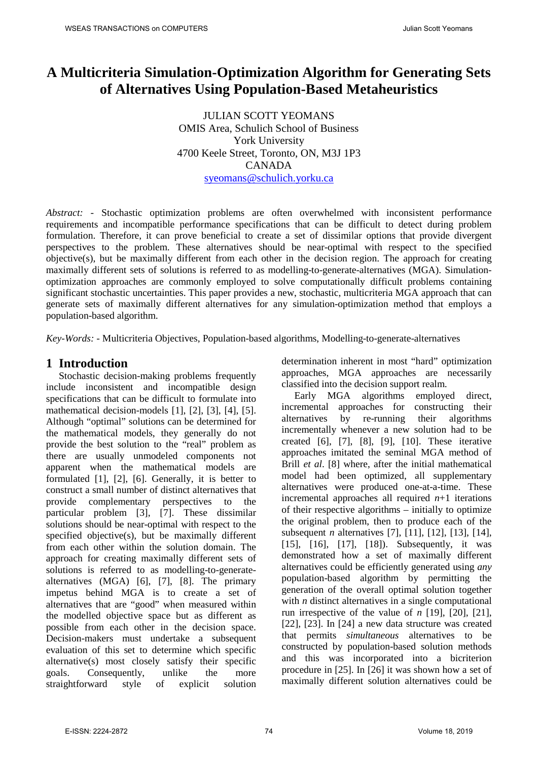# A Multicriteria Simulation-Optimization Algorithm for Generating Sets of Alternatives Using Population-Based Metaheuristics

JULIAN SCOTT YEOMANS
OMIS Area, Schulich School of Business
York University
4700 Keele Street, Toronto, ON, M3J 1P3
CANADA
syeomans@schulich.yorku.ca

*Abstract:* - Stochastic optimization problems are often overwhelmed with inconsistent performance requirements and incompatible performance specifications that can be difficult to detect during problem formulation. Therefore, it can prove beneficial to create a set of dissimilar options that provide divergent perspectives to the problem. These alternatives should be near-optimal with respect to the specified objective(s), but be maximally different from each other in the decision region. The approach for creating maximally different sets of solutions is referred to as modelling-to-generate-alternatives (MGA). Simulation-optimization approaches are commonly employed to solve computationally difficult problems containing significant stochastic uncertainties. This paper provides a new, stochastic, multicriteria MGA approach that can generate sets of maximally different alternatives for any simulation-optimization method that employs a population-based algorithm.

*Key-Words:* - Multicriteria Objectives, Population-based algorithms, Modelling-to-generate-alternatives

## 1 Introduction

Stochastic decision-making problems frequently include inconsistent and incompatible design specifications that can be difficult to formulate into mathematical decision-models [1], [2], [3], [4], [5]. Although "optimal" solutions can be determined for the mathematical models, they generally do not provide the best solution to the "real" problem as there are usually unmodeled components not apparent when the mathematical models are formulated [1], [2], [6]. Generally, it is better to construct a small number of distinct alternatives that provide complementary perspectives to the particular problem [3], [7]. These dissimilar solutions should be near-optimal with respect to the specified objective(s), but be maximally different from each other within the solution domain. The approach for creating maximally different sets of solutions is referred to as modelling-to-generate-alternatives (MGA) [6], [7], [8]. The primary impetus behind MGA is to create a set of alternatives that are "good" when measured within the modelled objective space but as different as possible from each other in the decision space. Decision-makers must undertake a subsequent evaluation of this set to determine which specific alternative(s) most closely satisfy their specific goals. Consequently, unlike the more straightforward style of explicit solution determination inherent in most "hard" optimization approaches, MGA approaches are necessarily classified into the decision support realm.

Early MGA algorithms employed direct, incremental approaches for constructing their alternatives by re-running their algorithms incrementally whenever a new solution had to be created [6], [7], [8], [9], [10]. These iterative approaches imitated the seminal MGA method of Brill *et al*. [8] where, after the initial mathematical model had been optimized, all supplementary alternatives were produced one-at-a-time. These incremental approaches all required $n$+1 iterations of their respective algorithms – initially to optimize the original problem, then to produce each of the subsequent $n$ alternatives [7], [11], [12], [13], [14], [15], [16], [17], [18]). Subsequently, it was demonstrated how a set of maximally different alternatives could be efficiently generated using *any* population-based algorithm by permitting the generation of the overall optimal solution together with $n$ distinct alternatives in a single computational run irrespective of the value of $n$ [19], [20], [21], [22], [23]. In [24] a new data structure was created that permits *simultaneous* alternatives to be constructed by population-based solution methods and this was incorporated into a bicriterion procedure in [25]. In [26] it was shown how a set of maximally different solution alternatives could be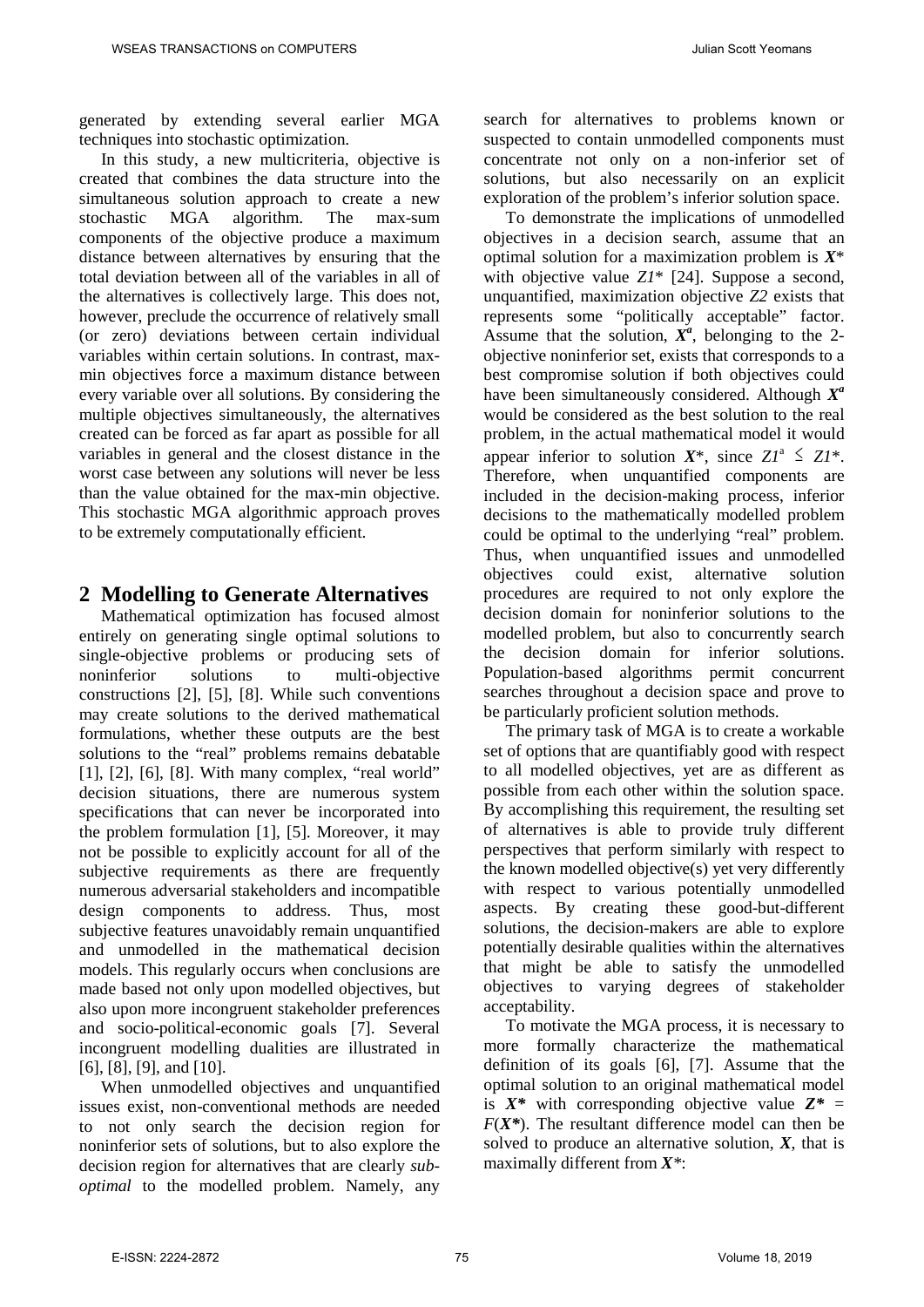generated by extending several earlier MGA techniques into stochastic optimization.

In this study, a new multicriteria, objective is created that combines the data structure into the simultaneous solution approach to create a new stochastic MGA algorithm. The max-sum components of the objective produce a maximum distance between alternatives by ensuring that the total deviation between all of the variables in all of the alternatives is collectively large. This does not, however, preclude the occurrence of relatively small (or zero) deviations between certain individual variables within certain solutions. In contrast, max-min objectives force a maximum distance between every variable over all solutions. By considering the multiple objectives simultaneously, the alternatives created can be forced as far apart as possible for all variables in general and the closest distance in the worst case between any solutions will never be less than the value obtained for the max-min objective. This stochastic MGA algorithmic approach proves to be extremely computationally efficient.

## 2 Modelling to Generate Alternatives

Mathematical optimization has focused almost entirely on generating single optimal solutions to single-objective problems or producing sets of noninferior solutions to multi-objective constructions [2], [5], [8]. While such conventions may create solutions to the derived mathematical formulations, whether these outputs are the best solutions to the "real" problems remains debatable [1], [2], [6], [8]. With many complex, "real world" decision situations, there are numerous system specifications that can never be incorporated into the problem formulation [1], [5]. Moreover, it may not be possible to explicitly account for all of the subjective requirements as there are frequently numerous adversarial stakeholders and incompatible design components to address. Thus, most subjective features unavoidably remain unquantified and unmodelled in the mathematical decision models. This regularly occurs when conclusions are made based not only upon modelled objectives, but also upon more incongruent stakeholder preferences and socio-political-economic goals [7]. Several incongruent modelling dualities are illustrated in [6], [8], [9], and [10].

When unmodelled objectives and unquantified issues exist, non-conventional methods are needed to not only search the decision region for noninferior sets of solutions, but to also explore the decision region for alternatives that are clearly *sub-optimal* to the modelled problem. Namely, any search for alternatives to problems known or suspected to contain unmodelled components must concentrate not only on a non-inferior set of solutions, but also necessarily on an explicit exploration of the problem's inferior solution space.

To demonstrate the implications of unmodelled objectives in a decision search, assume that an optimal solution for a maximization problem is $\boldsymbol{X}^*$ with objective value $Z1^*$ [24]. Suppose a second, unquantified, maximization objective $Z2$ exists that represents some "politically acceptable" factor. Assume that the solution, $\boldsymbol{X}^a$, belonging to the 2-objective noninferior set, exists that corresponds to a best compromise solution if both objectives could have been simultaneously considered. Although $\boldsymbol{X}^a$ would be considered as the best solution to the real problem, in the actual mathematical model it would appear inferior to solution $\boldsymbol{X}^*$, since $Z1^a \leq Z1^*$. Therefore, when unquantified components are included in the decision-making process, inferior decisions to the mathematically modelled problem could be optimal to the underlying "real" problem. Thus, when unquantified issues and unmodelled objectives could exist, alternative solution procedures are required to not only explore the decision domain for noninferior solutions to the modelled problem, but also to concurrently search the decision domain for inferior solutions. Population-based algorithms permit concurrent searches throughout a decision space and prove to be particularly proficient solution methods.

The primary task of MGA is to create a workable set of options that are quantifiably good with respect to all modelled objectives, yet are as different as possible from each other within the solution space. By accomplishing this requirement, the resulting set of alternatives is able to provide truly different perspectives that perform similarly with respect to the known modelled objective(s) yet very differently with respect to various potentially unmodelled aspects. By creating these good-but-different solutions, the decision-makers are able to explore potentially desirable qualities within the alternatives that might be able to satisfy the unmodelled objectives to varying degrees of stakeholder acceptability.

To motivate the MGA process, it is necessary to more formally characterize the mathematical definition of its goals [6], [7]. Assume that the optimal solution to an original mathematical model is $\boldsymbol{X^*}$ with corresponding objective value $\boldsymbol{Z^*} = F(\boldsymbol{X^*})$. The resultant difference model can then be solved to produce an alternative solution, $\boldsymbol{X}$, that is maximally different from $\boldsymbol{X}^*$: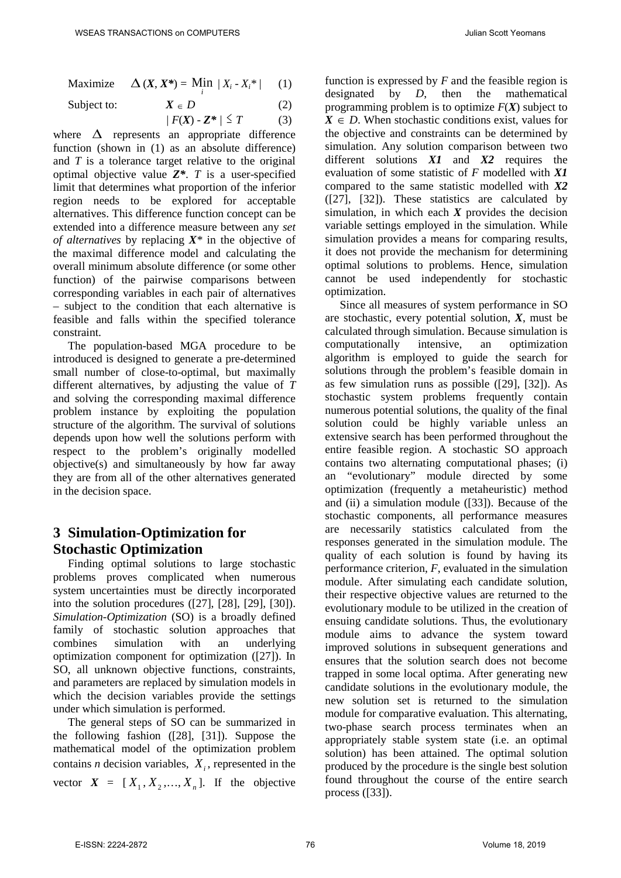$$\text{Maximize} \quad \Delta(\boldsymbol{X}, \boldsymbol{X^*}) = \min_i |X_i - X_i^*| \quad (1)$$

$$\text{Subject to:} \quad \boldsymbol{X} \in D \quad (2)$$

$$|F(\boldsymbol{X}) - \boldsymbol{Z^*}| \leq T \quad (3)$$

where $\Delta$ represents an appropriate difference function (shown in (1) as an absolute difference) and $T$ is a tolerance target relative to the original optimal objective value $\boldsymbol{Z^*}$. $T$ is a user-specified limit that determines what proportion of the inferior region needs to be explored for acceptable alternatives. This difference function concept can be extended into a difference measure between any *set of alternatives* by replacing $\boldsymbol{X}^*$ in the objective of the maximal difference model and calculating the overall minimum absolute difference (or some other function) of the pairwise comparisons between corresponding variables in each pair of alternatives – subject to the condition that each alternative is feasible and falls within the specified tolerance constraint.

The population-based MGA procedure to be introduced is designed to generate a pre-determined small number of close-to-optimal, but maximally different alternatives, by adjusting the value of $T$ and solving the corresponding maximal difference problem instance by exploiting the population structure of the algorithm. The survival of solutions depends upon how well the solutions perform with respect to the problem's originally modelled objective(s) and simultaneously by how far away they are from all of the other alternatives generated in the decision space.

## 3 Simulation-Optimization for Stochastic Optimization

Finding optimal solutions to large stochastic problems proves complicated when numerous system uncertainties must be directly incorporated into the solution procedures ([27], [28], [29], [30]). *Simulation-Optimization* (SO) is a broadly defined family of stochastic solution approaches that combines simulation with an underlying optimization component for optimization ([27]). In SO, all unknown objective functions, constraints, and parameters are replaced by simulation models in which the decision variables provide the settings under which simulation is performed.

The general steps of SO can be summarized in the following fashion ([28], [31]). Suppose the mathematical model of the optimization problem contains $n$ decision variables, $X_i$, represented in the vector $\boldsymbol{X} = [X_1, X_2, \ldots, X_n]$. If the objective function is expressed by $F$ and the feasible region is designated by $D$, then the mathematical programming problem is to optimize $F(\boldsymbol{X})$ subject to $\boldsymbol{X} \in D$. When stochastic conditions exist, values for the objective and constraints can be determined by simulation. Any solution comparison between two different solutions $\boldsymbol{X1}$ and $\boldsymbol{X2}$ requires the evaluation of some statistic of $F$ modelled with $\boldsymbol{X1}$ compared to the same statistic modelled with $\boldsymbol{X2}$ ([27], [32]). These statistics are calculated by simulation, in which each $\boldsymbol{X}$ provides the decision variable settings employed in the simulation. While simulation provides a means for comparing results, it does not provide the mechanism for determining optimal solutions to problems. Hence, simulation cannot be used independently for stochastic optimization.

Since all measures of system performance in SO are stochastic, every potential solution, $\boldsymbol{X}$, must be calculated through simulation. Because simulation is computationally intensive, an optimization algorithm is employed to guide the search for solutions through the problem's feasible domain in as few simulation runs as possible ([29], [32]). As stochastic system problems frequently contain numerous potential solutions, the quality of the final solution could be highly variable unless an extensive search has been performed throughout the entire feasible region. A stochastic SO approach contains two alternating computational phases; (i) an "evolutionary" module directed by some optimization (frequently a metaheuristic) method and (ii) a simulation module ([33]). Because of the stochastic components, all performance measures are necessarily statistics calculated from the responses generated in the simulation module. The quality of each solution is found by having its performance criterion, $F$, evaluated in the simulation module. After simulating each candidate solution, their respective objective values are returned to the evolutionary module to be utilized in the creation of ensuing candidate solutions. Thus, the evolutionary module aims to advance the system toward improved solutions in subsequent generations and ensures that the solution search does not become trapped in some local optima. After generating new candidate solutions in the evolutionary module, the new solution set is returned to the simulation module for comparative evaluation. This alternating, two-phase search process terminates when an appropriately stable system state (i.e. an optimal solution) has been attained. The optimal solution produced by the procedure is the single best solution found throughout the course of the entire search process ([33]).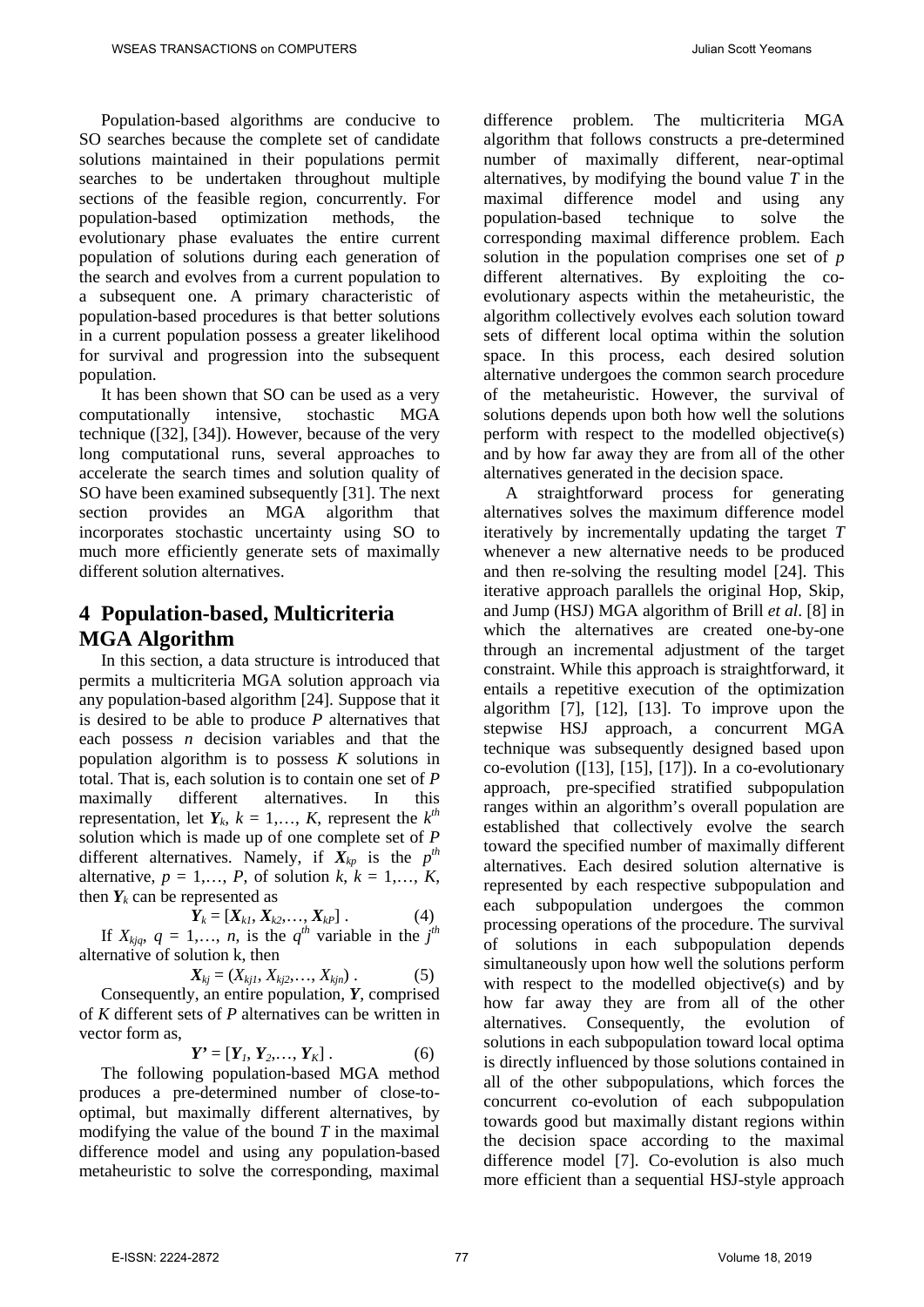Population-based algorithms are conducive to SO searches because the complete set of candidate solutions maintained in their populations permit searches to be undertaken throughout multiple sections of the feasible region, concurrently. For population-based optimization methods, the evolutionary phase evaluates the entire current population of solutions during each generation of the search and evolves from a current population to a subsequent one. A primary characteristic of population-based procedures is that better solutions in a current population possess a greater likelihood for survival and progression into the subsequent population.

It has been shown that SO can be used as a very computationally intensive, stochastic MGA technique ([32], [34]). However, because of the very long computational runs, several approaches to accelerate the search times and solution quality of SO have been examined subsequently [31]. The next section provides an MGA algorithm that incorporates stochastic uncertainty using SO to much more efficiently generate sets of maximally different solution alternatives.

## 4 Population-based, Multicriteria MGA Algorithm

In this section, a data structure is introduced that permits a multicriteria MGA solution approach via any population-based algorithm [24]. Suppose that it is desired to be able to produce $P$ alternatives that each possess $n$ decision variables and that the population algorithm is to possess $K$ solutions in total. That is, each solution is to contain one set of $P$ maximally different alternatives. In this representation, let $\boldsymbol{Y}_k$, $k = 1,\ldots, K$, represent the $k^{th}$ solution which is made up of one complete set of $P$ different alternatives. Namely, if $\boldsymbol{X}_{kp}$ is the $p^{th}$ alternative, $p = 1,\ldots, P$, of solution $k$, $k = 1,\ldots, K$, then $\boldsymbol{Y}_k$ can be represented as

$$\boldsymbol{Y}_k = [\boldsymbol{X}_{k1}, \boldsymbol{X}_{k2},\ldots, \boldsymbol{X}_{kP}] \; . \tag{4}$$

If $X_{kjq}$, $q = 1,\ldots, n$, is the $q^{th}$ variable in the $j^{th}$ alternative of solution k, then

$$\boldsymbol{X}_{kj} = (X_{kj1}, X_{kj2},\ldots, X_{kjn}) \; . \tag{5}$$

Consequently, an entire population, $\boldsymbol{Y}$, comprised of $K$ different sets of $P$ alternatives can be written in vector form as,

$$\boldsymbol{Y'} = [\boldsymbol{Y}_1, \boldsymbol{Y}_2,\ldots, \boldsymbol{Y}_K] \; . \tag{6}$$

The following population-based MGA method produces a pre-determined number of close-to-optimal, but maximally different alternatives, by modifying the value of the bound $T$ in the maximal difference model and using any population-based metaheuristic to solve the corresponding, maximal difference problem. The multicriteria MGA algorithm that follows constructs a pre-determined number of maximally different, near-optimal alternatives, by modifying the bound value $T$ in the maximal difference model and using any population-based technique to solve the corresponding maximal difference problem. Each solution in the population comprises one set of $p$ different alternatives. By exploiting the co-evolutionary aspects within the metaheuristic, the algorithm collectively evolves each solution toward sets of different local optima within the solution space. In this process, each desired solution alternative undergoes the common search procedure of the metaheuristic. However, the survival of solutions depends upon both how well the solutions perform with respect to the modelled objective(s) and by how far away they are from all of the other alternatives generated in the decision space.

A straightforward process for generating alternatives solves the maximum difference model iteratively by incrementally updating the target $T$ whenever a new alternative needs to be produced and then re-solving the resulting model [24]. This iterative approach parallels the original Hop, Skip, and Jump (HSJ) MGA algorithm of Brill *et al*. [8] in which the alternatives are created one-by-one through an incremental adjustment of the target constraint. While this approach is straightforward, it entails a repetitive execution of the optimization algorithm [7], [12], [13]. To improve upon the stepwise HSJ approach, a concurrent MGA technique was subsequently designed based upon co-evolution ([13], [15], [17]). In a co-evolutionary approach, pre-specified stratified subpopulation ranges within an algorithm's overall population are established that collectively evolve the search toward the specified number of maximally different alternatives. Each desired solution alternative is represented by each respective subpopulation and each subpopulation undergoes the common processing operations of the procedure. The survival of solutions in each subpopulation depends simultaneously upon how well the solutions perform with respect to the modelled objective(s) and by how far away they are from all of the other alternatives. Consequently, the evolution of solutions in each subpopulation toward local optima is directly influenced by those solutions contained in all of the other subpopulations, which forces the concurrent co-evolution of each subpopulation towards good but maximally distant regions within the decision space according to the maximal difference model [7]. Co-evolution is also much more efficient than a sequential HSJ-style approach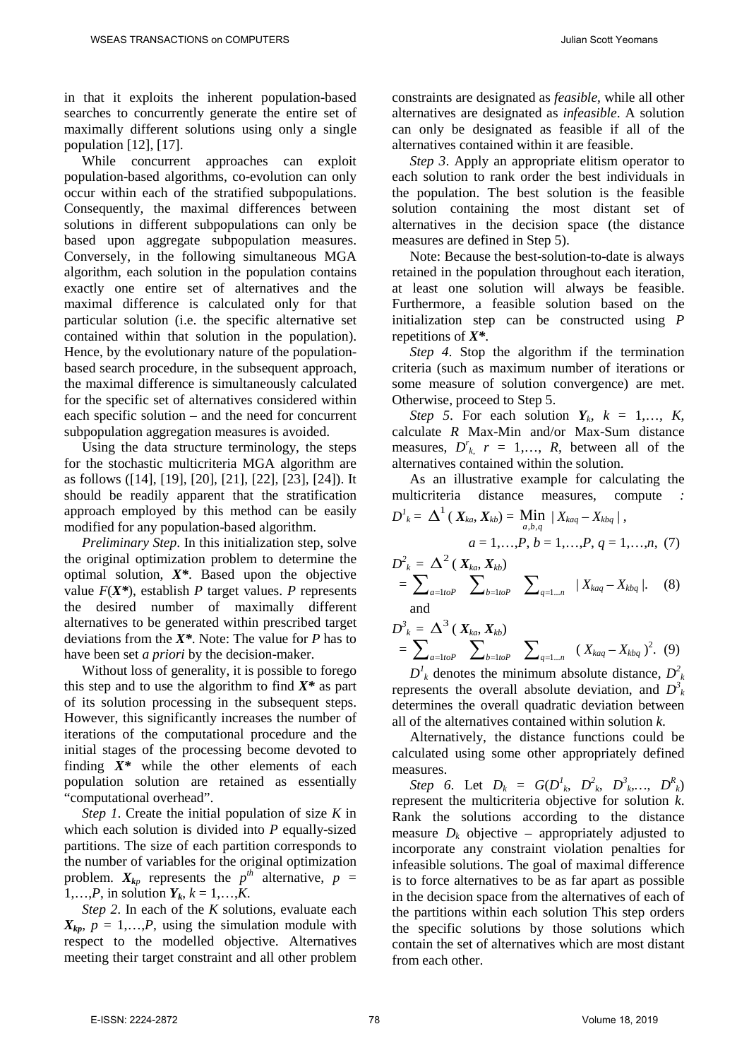in that it exploits the inherent population-based searches to concurrently generate the entire set of maximally different solutions using only a single population [12], [17].

While concurrent approaches can exploit population-based algorithms, co-evolution can only occur within each of the stratified subpopulations. Consequently, the maximal differences between solutions in different subpopulations can only be based upon aggregate subpopulation measures. Conversely, in the following simultaneous MGA algorithm, each solution in the population contains exactly one entire set of alternatives and the maximal difference is calculated only for that particular solution (i.e. the specific alternative set contained within that solution in the population). Hence, by the evolutionary nature of the population-based search procedure, in the subsequent approach, the maximal difference is simultaneously calculated for the specific set of alternatives considered within each specific solution – and the need for concurrent subpopulation aggregation measures is avoided.

Using the data structure terminology, the steps for the stochastic multicriteria MGA algorithm are as follows ([14], [19], [20], [21], [22], [23], [24]). It should be readily apparent that the stratification approach employed by this method can be easily modified for any population-based algorithm.

*Preliminary Step*. In this initialization step, solve the original optimization problem to determine the optimal solution, $\boldsymbol{X^*}$. Based upon the objective value $F(\boldsymbol{X^*})$, establish $P$ target values. $P$ represents the desired number of maximally different alternatives to be generated within prescribed target deviations from the $\boldsymbol{X^*}$. Note: The value for $P$ has to have been set *a priori* by the decision-maker.

Without loss of generality, it is possible to forego this step and to use the algorithm to find $\boldsymbol{X^*}$ as part of its solution processing in the subsequent steps. However, this significantly increases the number of iterations of the computational procedure and the initial stages of the processing become devoted to finding $\boldsymbol{X^*}$ while the other elements of each population solution are retained as essentially "computational overhead".

*Step 1*. Create the initial population of size $K$ in which each solution is divided into $P$ equally-sized partitions. The size of each partition corresponds to the number of variables for the original optimization problem. $\boldsymbol{X_{kp}}$ represents the $p^{th}$ alternative, $p = 1,\ldots,P$, in solution $\boldsymbol{Y_k}$, $k = 1,\ldots,K$.

*Step 2*. In each of the $K$ solutions, evaluate each $\boldsymbol{X_{kp}}$, $p = 1,\ldots,P$, using the simulation module with respect to the modelled objective. Alternatives meeting their target constraint and all other problem constraints are designated as *feasible*, while all other alternatives are designated as *infeasible*. A solution can only be designated as feasible if all of the alternatives contained within it are feasible.

*Step 3*. Apply an appropriate elitism operator to each solution to rank order the best individuals in the population. The best solution is the feasible solution containing the most distant set of alternatives in the decision space (the distance measures are defined in Step 5).

Note: Because the best-solution-to-date is always retained in the population throughout each iteration, at least one solution will always be feasible. Furthermore, a feasible solution based on the initialization step can be constructed using $P$ repetitions of $\boldsymbol{X^*}$.

*Step 4*. Stop the algorithm if the termination criteria (such as maximum number of iterations or some measure of solution convergence) are met. Otherwise, proceed to Step 5.

*Step 5*. For each solution $\boldsymbol{Y}_k$, $k = 1,\ldots, K$, calculate $R$ Max-Min and/or Max-Sum distance measures, $D^r_k$, $r = 1,\ldots, R$, between all of the alternatives contained within the solution.

As an illustrative example for calculating the multicriteria distance measures, compute :

$$D^1_k = \Delta^1(\boldsymbol{X}_{ka}, \boldsymbol{X}_{kb}) = \min_{a,b,q} |X_{kaq} - X_{kbq}|,$$

$$a = 1,\ldots,P,\ b = 1,\ldots,P,\ q = 1,\ldots,n, \quad (7)$$

$$D^2_k = \Delta^2(\boldsymbol{X}_{ka}, \boldsymbol{X}_{kb}) = \sum_{a=1 to P} \sum_{b=1 to P} \sum_{q=1\ldots n} |X_{kaq} - X_{kbq}|. \quad (8)$$

and

$$D^3_k = \Delta^3(\boldsymbol{X}_{ka}, \boldsymbol{X}_{kb}) = \sum_{a=1 to P} \sum_{b=1 to P} \sum_{q=1\ldots n} (X_{kaq} - X_{kbq})^2. \quad (9)$$

$D^1_k$ denotes the minimum absolute distance, $D^2_k$ represents the overall absolute deviation, and $D^3_k$ determines the overall quadratic deviation between all of the alternatives contained within solution $k$.

Alternatively, the distance functions could be calculated using some other appropriately defined measures.

*Step 6*. Let $D_k = G(D^1_k, D^2_k, D^3_k,\ldots, D^R_k)$ represent the multicriteria objective for solution $k$. Rank the solutions according to the distance measure $D_k$ objective – appropriately adjusted to incorporate any constraint violation penalties for infeasible solutions. The goal of maximal difference is to force alternatives to be as far apart as possible in the decision space from the alternatives of each of the partitions within each solution This step orders the specific solutions by those solutions which contain the set of alternatives which are most distant from each other.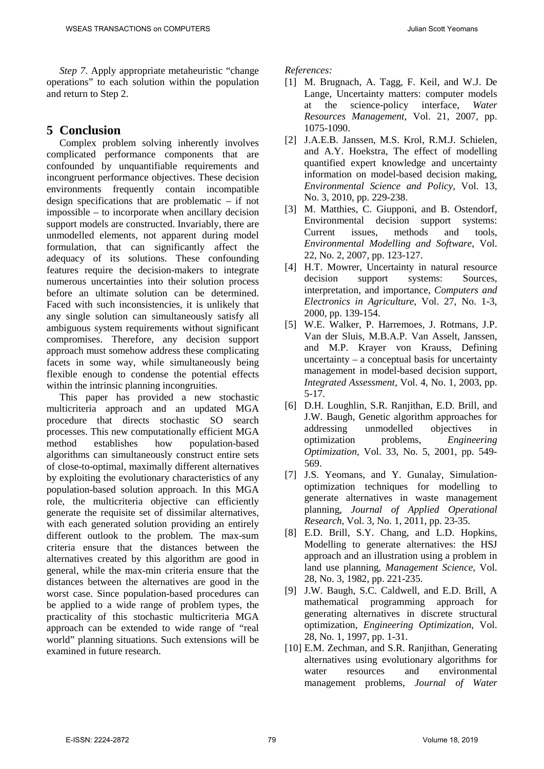*Step 7*. Apply appropriate metaheuristic "change operations" to each solution within the population and return to Step 2.

## 5 Conclusion

Complex problem solving inherently involves complicated performance components that are confounded by unquantifiable requirements and incongruent performance objectives. These decision environments frequently contain incompatible design specifications that are problematic – if not impossible – to incorporate when ancillary decision support models are constructed. Invariably, there are unmodelled elements, not apparent during model formulation, that can significantly affect the adequacy of its solutions. These confounding features require the decision-makers to integrate numerous uncertainties into their solution process before an ultimate solution can be determined. Faced with such inconsistencies, it is unlikely that any single solution can simultaneously satisfy all ambiguous system requirements without significant compromises. Therefore, any decision support approach must somehow address these complicating facets in some way, while simultaneously being flexible enough to condense the potential effects within the intrinsic planning incongruities.

This paper has provided a new stochastic multicriteria approach and an updated MGA procedure that directs stochastic SO search processes. This new computationally efficient MGA method establishes how population-based algorithms can simultaneously construct entire sets of close-to-optimal, maximally different alternatives by exploiting the evolutionary characteristics of any population-based solution approach. In this MGA role, the multicriteria objective can efficiently generate the requisite set of dissimilar alternatives, with each generated solution providing an entirely different outlook to the problem. The max-sum criteria ensure that the distances between the alternatives created by this algorithm are good in general, while the max-min criteria ensure that the distances between the alternatives are good in the worst case. Since population-based procedures can be applied to a wide range of problem types, the practicality of this stochastic multicriteria MGA approach can be extended to wide range of "real world" planning situations. Such extensions will be examined in future research.

*References:*

[1] M. Brugnach, A. Tagg, F. Keil, and W.J. De Lange, Uncertainty matters: computer models at the science-policy interface, *Water Resources Management*, Vol. 21, 2007, pp. 1075-1090.

[2] J.A.E.B. Janssen, M.S. Krol, R.M.J. Schielen, and A.Y. Hoekstra, The effect of modelling quantified expert knowledge and uncertainty information on model-based decision making, *Environmental Science and Policy*, Vol. 13, No. 3, 2010, pp. 229-238.

[3] M. Matthies, C. Giupponi, and B. Ostendorf, Environmental decision support systems: Current issues, methods and tools, *Environmental Modelling and Software*, Vol. 22, No. 2, 2007, pp. 123-127.

[4] H.T. Mowrer, Uncertainty in natural resource decision support systems: Sources, interpretation, and importance, *Computers and Electronics in Agriculture*, Vol. 27, No. 1-3, 2000, pp. 139-154.

[5] W.E. Walker, P. Harremoes, J. Rotmans, J.P. Van der Sluis, M.B.A.P. Van Asselt, Janssen, and M.P. Krayer von Krauss, Defining uncertainty – a conceptual basis for uncertainty management in model-based decision support, *Integrated Assessment*, Vol. 4, No. 1, 2003, pp. 5-17.

[6] D.H. Loughlin, S.R. Ranjithan, E.D. Brill, and J.W. Baugh, Genetic algorithm approaches for addressing unmodelled objectives in optimization problems, *Engineering Optimization*, Vol. 33, No. 5, 2001, pp. 549-569.

[7] J.S. Yeomans, and Y. Gunalay, Simulation-optimization techniques for modelling to generate alternatives in waste management planning, *Journal of Applied Operational Research*, Vol. 3, No. 1, 2011, pp. 23-35.

[8] E.D. Brill, S.Y. Chang, and L.D. Hopkins, Modelling to generate alternatives: the HSJ approach and an illustration using a problem in land use planning, *Management Science*, Vol. 28, No. 3, 1982, pp. 221-235.

[9] J.W. Baugh, S.C. Caldwell, and E.D. Brill, A mathematical programming approach for generating alternatives in discrete structural optimization, *Engineering Optimization*, Vol. 28, No. 1, 1997, pp. 1-31.

[10] E.M. Zechman, and S.R. Ranjithan, Generating alternatives using evolutionary algorithms for water resources and environmental management problems, *Journal of Water*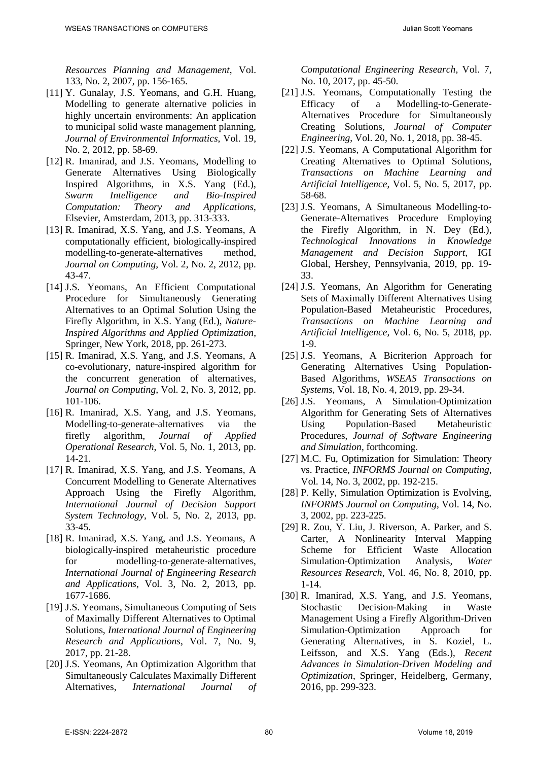*Resources Planning and Management*, Vol. 133, No. 2, 2007, pp. 156-165.

[11] Y. Gunalay, J.S. Yeomans, and G.H. Huang, Modelling to generate alternative policies in highly uncertain environments: An application to municipal solid waste management planning, *Journal of Environmental Informatics*, Vol. 19, No. 2, 2012, pp. 58-69.

[12] R. Imanirad, and J.S. Yeomans, Modelling to Generate Alternatives Using Biologically Inspired Algorithms, in X.S. Yang (Ed.), *Swarm Intelligence and Bio-Inspired Computation: Theory and Applications*, Elsevier, Amsterdam, 2013, pp. 313-333.

[13] R. Imanirad, X.S. Yang, and J.S. Yeomans, A computationally efficient, biologically-inspired modelling-to-generate-alternatives method, *Journal on Computing*, Vol. 2, No. 2, 2012, pp. 43-47.

[14] J.S. Yeomans, An Efficient Computational Procedure for Simultaneously Generating Alternatives to an Optimal Solution Using the Firefly Algorithm, in X.S. Yang (Ed.), *Nature-Inspired Algorithms and Applied Optimization*, Springer, New York, 2018, pp. 261-273.

[15] R. Imanirad, X.S. Yang, and J.S. Yeomans, A co-evolutionary, nature-inspired algorithm for the concurrent generation of alternatives, *Journal on Computing*, Vol. 2, No. 3, 2012, pp. 101-106.

[16] R. Imanirad, X.S. Yang, and J.S. Yeomans, Modelling-to-generate-alternatives via the firefly algorithm, *Journal of Applied Operational Research*, Vol. 5, No. 1, 2013, pp. 14-21.

[17] R. Imanirad, X.S. Yang, and J.S. Yeomans, A Concurrent Modelling to Generate Alternatives Approach Using the Firefly Algorithm, *International Journal of Decision Support System Technology*, Vol. 5, No. 2, 2013, pp. 33-45.

[18] R. Imanirad, X.S. Yang, and J.S. Yeomans, A biologically-inspired metaheuristic procedure for modelling-to-generate-alternatives, *International Journal of Engineering Research and Applications*, Vol. 3, No. 2, 2013, pp. 1677-1686.

[19] J.S. Yeomans, Simultaneous Computing of Sets of Maximally Different Alternatives to Optimal Solutions, *International Journal of Engineering Research and Applications*, Vol. 7, No. 9, 2017, pp. 21-28.

[20] J.S. Yeomans, An Optimization Algorithm that Simultaneously Calculates Maximally Different Alternatives, *International Journal of Computational Engineering Research*, Vol. 7, No. 10, 2017, pp. 45-50.

[21] J.S. Yeomans, Computationally Testing the Efficacy of a Modelling-to-Generate-Alternatives Procedure for Simultaneously Creating Solutions, *Journal of Computer Engineering*, Vol. 20, No. 1, 2018, pp. 38-45.

[22] J.S. Yeomans, A Computational Algorithm for Creating Alternatives to Optimal Solutions, *Transactions on Machine Learning and Artificial Intelligence*, Vol. 5, No. 5, 2017, pp. 58-68.

[23] J.S. Yeomans, A Simultaneous Modelling-to-Generate-Alternatives Procedure Employing the Firefly Algorithm, in N. Dey (Ed.), *Technological Innovations in Knowledge Management and Decision Support*, IGI Global, Hershey, Pennsylvania, 2019, pp. 19-33.

[24] J.S. Yeomans, An Algorithm for Generating Sets of Maximally Different Alternatives Using Population-Based Metaheuristic Procedures, *Transactions on Machine Learning and Artificial Intelligence*, Vol. 6, No. 5, 2018, pp. 1-9.

[25] J.S. Yeomans, A Bicriterion Approach for Generating Alternatives Using Population-Based Algorithms, *WSEAS Transactions on Systems*, Vol. 18, No. 4, 2019, pp. 29-34.

[26] J.S. Yeomans, A Simulation-Optimization Algorithm for Generating Sets of Alternatives Using Population-Based Metaheuristic Procedures, *Journal of Software Engineering and Simulation*, forthcoming.

[27] M.C. Fu, Optimization for Simulation: Theory vs. Practice, *INFORMS Journal on Computing*, Vol. 14, No. 3, 2002, pp. 192-215.

[28] P. Kelly, Simulation Optimization is Evolving, *INFORMS Journal on Computing*, Vol. 14, No. 3, 2002, pp. 223-225.

[29] R. Zou, Y. Liu, J. Riverson, A. Parker, and S. Carter, A Nonlinearity Interval Mapping Scheme for Efficient Waste Allocation Simulation-Optimization Analysis, *Water Resources Research*, Vol. 46, No. 8, 2010, pp. 1-14.

[30] R. Imanirad, X.S. Yang, and J.S. Yeomans, Stochastic Decision-Making in Waste Management Using a Firefly Algorithm-Driven Simulation-Optimization Approach for Generating Alternatives, in S. Koziel, L. Leifsson, and X.S. Yang (Eds.), *Recent Advances in Simulation-Driven Modeling and Optimization*, Springer, Heidelberg, Germany, 2016, pp. 299-323.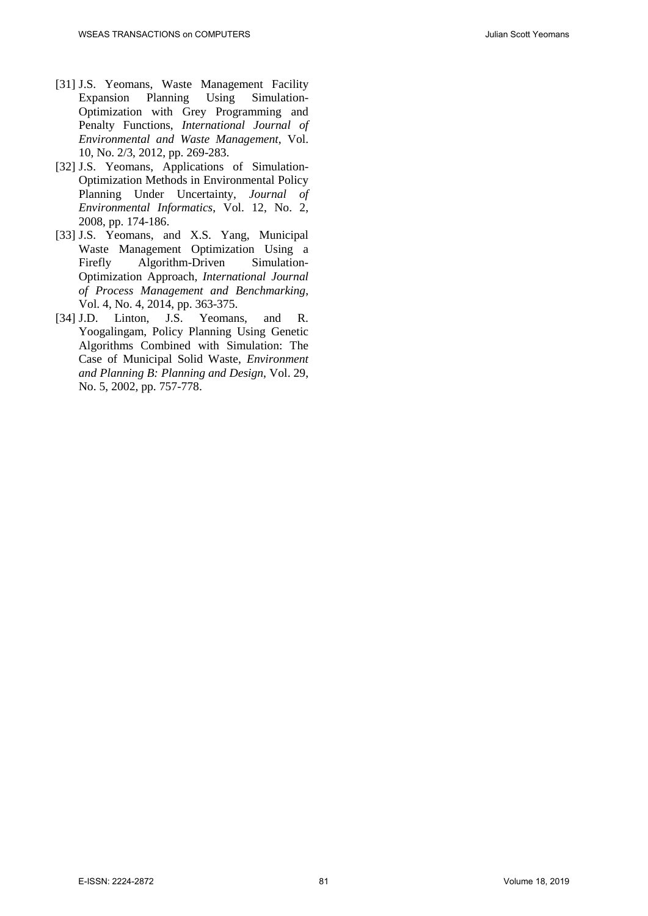[31] J.S. Yeomans, Waste Management Facility Expansion Planning Using Simulation-Optimization with Grey Programming and Penalty Functions, *International Journal of Environmental and Waste Management*, Vol. 10, No. 2/3, 2012, pp. 269-283.

[32] J.S. Yeomans, Applications of Simulation-Optimization Methods in Environmental Policy Planning Under Uncertainty, *Journal of Environmental Informatics*, Vol. 12, No. 2, 2008, pp. 174-186.

[33] J.S. Yeomans, and X.S. Yang, Municipal Waste Management Optimization Using a Firefly Algorithm-Driven Simulation-Optimization Approach, *International Journal of Process Management and Benchmarking*, Vol. 4, No. 4, 2014, pp. 363-375.

[34] J.D. Linton, J.S. Yeomans, and R. Yoogalingam, Policy Planning Using Genetic Algorithms Combined with Simulation: The Case of Municipal Solid Waste, *Environment and Planning B: Planning and Design*, Vol. 29, No. 5, 2002, pp. 757-778.